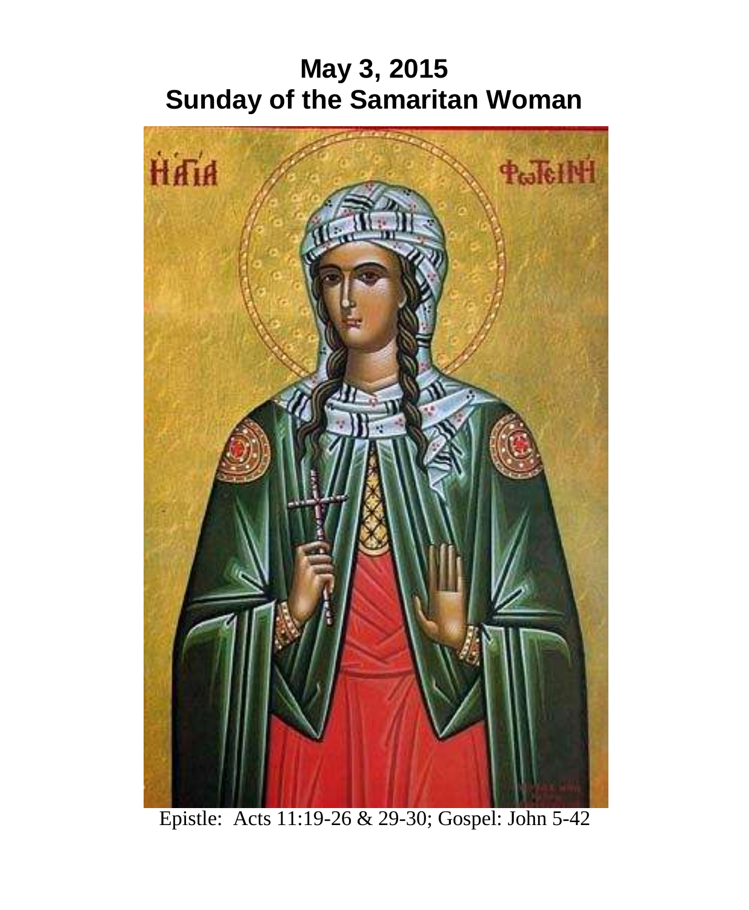# May 3, 2015
# Sunday of the Samaritan Woman

Epistle: Acts 11:19-26 & 29-30; Gospel: John 5-42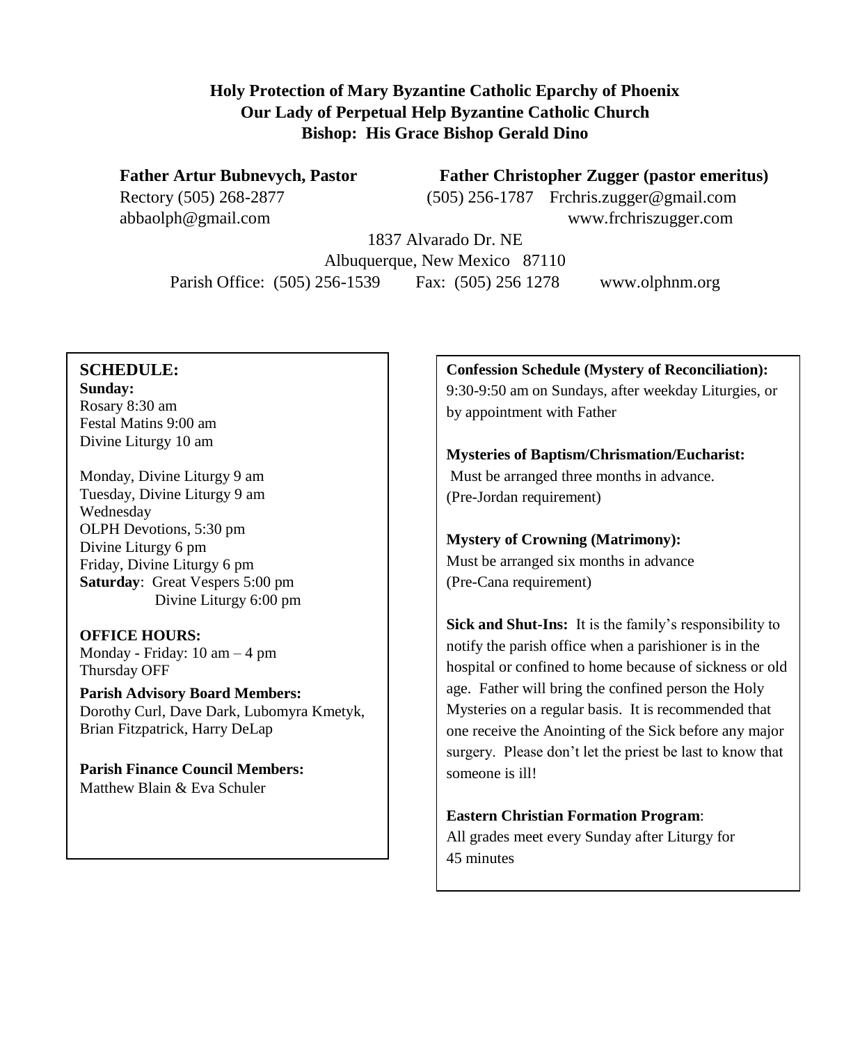**Holy Protection of Mary Byzantine Catholic Eparchy of Phoenix**
**Our Lady of Perpetual Help Byzantine Catholic Church**
**Bishop: His Grace Bishop Gerald Dino**

**Father Artur Bubnevych, Pastor**
Rectory (505) 268-2877
abbaolph@gmail.com

**Father Christopher Zugger (pastor emeritus)**
(505) 256-1787 Frchris.zugger@gmail.com
www.frchriszugger.com

1837 Alvarado Dr. NE
Albuquerque, New Mexico 87110
Parish Office: (505) 256-1539 Fax: (505) 256 1278 www.olphnm.org

## SCHEDULE:

**Sunday:**
Rosary 8:30 am
Festal Matins 9:00 am
Divine Liturgy 10 am

Monday, Divine Liturgy 9 am
Tuesday, Divine Liturgy 9 am
Wednesday
OLPH Devotions, 5:30 pm
Divine Liturgy 6 pm
Friday, Divine Liturgy 6 pm
**Saturday**: Great Vespers 5:00 pm
Divine Liturgy 6:00 pm

**OFFICE HOURS:**
Monday - Friday: 10 am – 4 pm
Thursday OFF

**Parish Advisory Board Members:**
Dorothy Curl, Dave Dark, Lubomyra Kmetyk, Brian Fitzpatrick, Harry DeLap

**Parish Finance Council Members:**
Matthew Blain & Eva Schuler

**Confession Schedule (Mystery of Reconciliation):**
9:30-9:50 am on Sundays, after weekday Liturgies, or by appointment with Father

**Mysteries of Baptism/Chrismation/Eucharist:**
Must be arranged three months in advance.
(Pre-Jordan requirement)

**Mystery of Crowning (Matrimony):**
Must be arranged six months in advance
(Pre-Cana requirement)

**Sick and Shut-Ins:** It is the family's responsibility to notify the parish office when a parishioner is in the hospital or confined to home because of sickness or old age. Father will bring the confined person the Holy Mysteries on a regular basis. It is recommended that one receive the Anointing of the Sick before any major surgery. Please don't let the priest be last to know that someone is ill!

**Eastern Christian Formation Program**:
All grades meet every Sunday after Liturgy for 45 minutes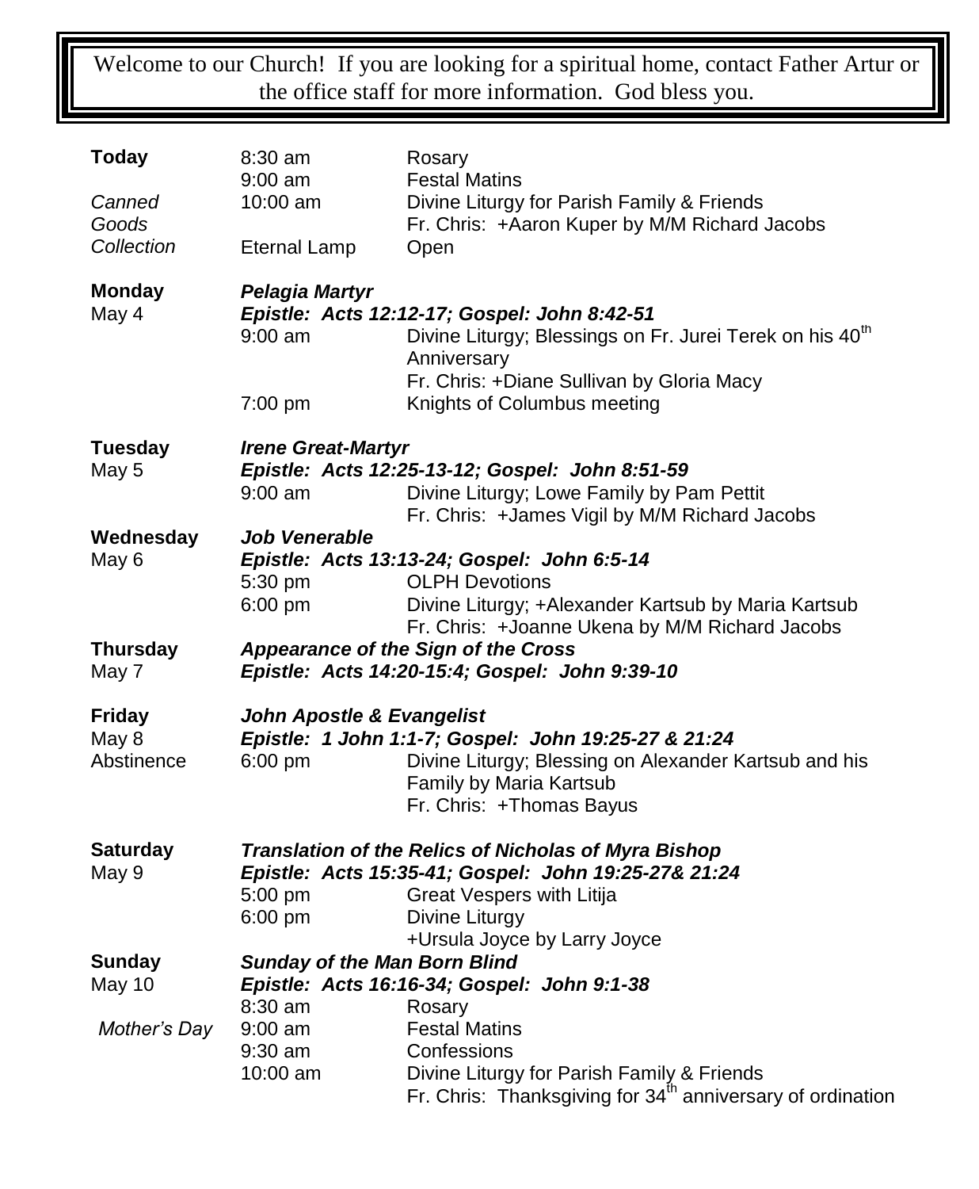Welcome to our Church! If you are looking for a spiritual home, contact Father Artur or the office staff for more information. God bless you.

| | | |
|---|---|---|
| **Today** | 8:30 am | Rosary |
| | 9:00 am | Festal Matins |
| *Canned Goods Collection* | 10:00 am | Divine Liturgy for Parish Family & Friends<br>Fr. Chris: +Aaron Kuper by M/M Richard Jacobs |
| | Eternal Lamp | Open |
| **Monday**<br>May 4 | ***Pelagia Martyr***<br>***Epistle: Acts 12:12-17; Gospel: John 8:42-51*** | |
| | 9:00 am | Divine Liturgy; Blessings on Fr. Jurei Terek on his 40th Anniversary<br>Fr. Chris: +Diane Sullivan by Gloria Macy |
| | 7:00 pm | Knights of Columbus meeting |
| **Tuesday**<br>May 5 | ***Irene Great-Martyr***<br>***Epistle: Acts 12:25-13-12; Gospel: John 8:51-59*** | |
| | 9:00 am | Divine Liturgy; Lowe Family by Pam Pettit<br>Fr. Chris: +James Vigil by M/M Richard Jacobs |
| **Wednesday**<br>May 6 | ***Job Venerable***<br>***Epistle: Acts 13:13-24; Gospel: John 6:5-14*** | |
| | 5:30 pm | OLPH Devotions |
| | 6:00 pm | Divine Liturgy; +Alexander Kartsub by Maria Kartsub<br>Fr. Chris: +Joanne Ukena by M/M Richard Jacobs |
| **Thursday**<br>May 7 | ***Appearance of the Sign of the Cross***<br>***Epistle: Acts 14:20-15:4; Gospel: John 9:39-10*** | |
| **Friday**<br>May 8 | ***John Apostle & Evangelist***<br>***Epistle: 1 John 1:1-7; Gospel: John 19:25-27 & 21:24*** | |
| Abstinence | 6:00 pm | Divine Liturgy; Blessing on Alexander Kartsub and his Family by Maria Kartsub<br>Fr. Chris: +Thomas Bayus |
| **Saturday**<br>May 9 | ***Translation of the Relics of Nicholas of Myra Bishop***<br>***Epistle: Acts 15:35-41; Gospel: John 19:25-27& 21:24*** | |
| | 5:00 pm | Great Vespers with Litija |
| | 6:00 pm | Divine Liturgy<br>+Ursula Joyce by Larry Joyce |
| **Sunday**<br>May 10 | ***Sunday of the Man Born Blind***<br>***Epistle: Acts 16:16-34; Gospel: John 9:1-38*** | |
| | 8:30 am | Rosary |
| *Mother's Day* | 9:00 am | Festal Matins |
| | 9:30 am | Confessions |
| | 10:00 am | Divine Liturgy for Parish Family & Friends<br>Fr. Chris: Thanksgiving for 34th anniversary of ordination |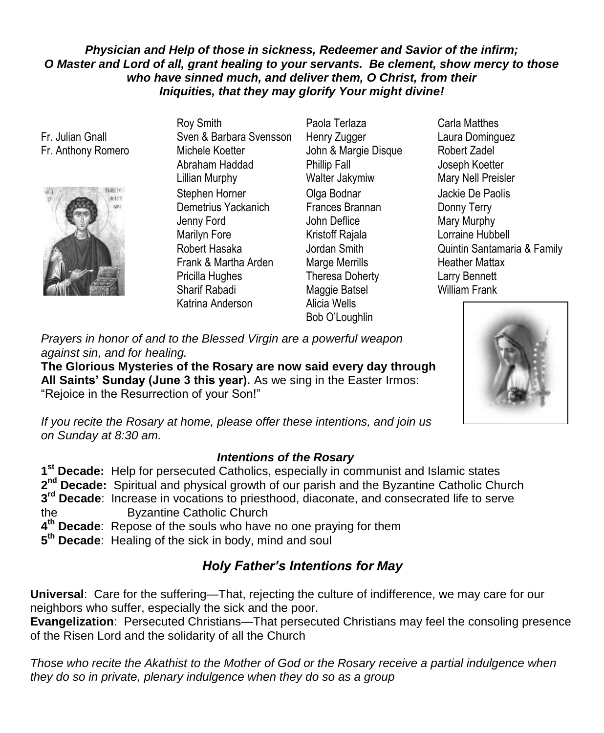***Physician and Help of those in sickness, Redeemer and Savior of the infirm; O Master and Lord of all, grant healing to your servants. Be clement, show mercy to those who have sinned much, and deliver them, O Christ, from their Iniquities, that they may glorify Your might divine!***

Fr. Julian Gnall
Fr. Anthony Romero

Roy Smith
Sven & Barbara Svensson
Michele Koetter
Abraham Haddad
Lillian Murphy
Stephen Horner
Demetrius Yackanich
Jenny Ford
Marilyn Fore
Robert Hasaka
Frank & Martha Arden
Pricilla Hughes
Sharif Rabadi
Katrina Anderson

Paola Terlaza
Henry Zugger
John & Margie Disque
Phillip Fall
Walter Jakymiw
Olga Bodnar
Frances Brannan
John Deflice
Kristoff Rajala
Jordan Smith
Marge Merrills
Theresa Doherty
Maggie Batsel
Alicia Wells
Bob O'Loughlin

Carla Matthes
Laura Dominguez
Robert Zadel
Joseph Koetter
Mary Nell Preisler
Jackie De Paolis
Donny Terry
Mary Murphy
Lorraine Hubbell
Quintin Santamaria & Family
Heather Mattax
Larry Bennett
William Frank

*Prayers in honor of and to the Blessed Virgin are a powerful weapon against sin, and for healing.*

**The Glorious Mysteries of the Rosary are now said every day through All Saints' Sunday (June 3 this year).** As we sing in the Easter Irmos: "Rejoice in the Resurrection of your Son!"

*If you recite the Rosary at home, please offer these intentions, and join us on Sunday at 8:30 am.*

### *Intentions of the Rosary*

**1st Decade:** Help for persecuted Catholics, especially in communist and Islamic states
**2nd Decade:** Spiritual and physical growth of our parish and the Byzantine Catholic Church
**3rd Decade**: Increase in vocations to priesthood, diaconate, and consecrated life to serve the Byzantine Catholic Church
**4th Decade**: Repose of the souls who have no one praying for them
**5th Decade**: Healing of the sick in body, mind and soul

## *Holy Father's Intentions for May*

**Universal**: Care for the suffering—That, rejecting the culture of indifference, we may care for our neighbors who suffer, especially the sick and the poor.
**Evangelization**: Persecuted Christians—That persecuted Christians may feel the consoling presence of the Risen Lord and the solidarity of all the Church

*Those who recite the Akathist to the Mother of God or the Rosary receive a partial indulgence when they do so in private, plenary indulgence when they do so as a group*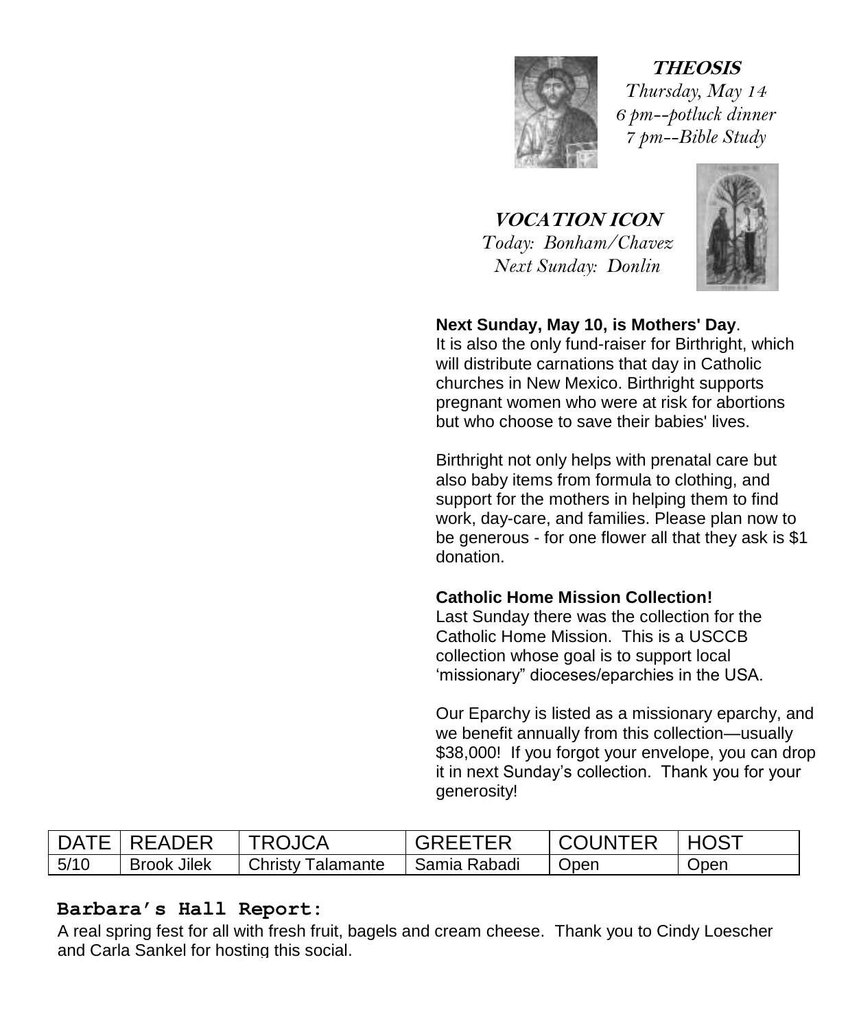**THEOSIS**

*Thursday, May 14*
*6 pm--potluck dinner*
*7 pm--Bible Study*

**VOCATION ICON**

*Today: Bonham/Chavez*
*Next Sunday: Donlin*

**Next Sunday, May 10, is Mothers' Day**.
It is also the only fund-raiser for Birthright, which will distribute carnations that day in Catholic churches in New Mexico. Birthright supports pregnant women who were at risk for abortions but who choose to save their babies' lives.

Birthright not only helps with prenatal care but also baby items from formula to clothing, and support for the mothers in helping them to find work, day-care, and families. Please plan now to be generous - for one flower all that they ask is $1 donation.

**Catholic Home Mission Collection!**
Last Sunday there was the collection for the Catholic Home Mission. This is a USCCB collection whose goal is to support local 'missionary" dioceses/eparchies in the USA.

Our Eparchy is listed as a missionary eparchy, and we benefit annually from this collection—usually $38,000! If you forgot your envelope, you can drop it in next Sunday's collection. Thank you for your generosity!

| DATE | READER | TROJCA | GREETER | COUNTER | HOST |
|---|---|---|---|---|---|
| 5/10 | Brook Jilek | Christy Talamante | Samia Rabadi | Open | Open |

**Barbara's Hall Report:**

A real spring fest for all with fresh fruit, bagels and cream cheese. Thank you to Cindy Loescher and Carla Sankel for hosting this social.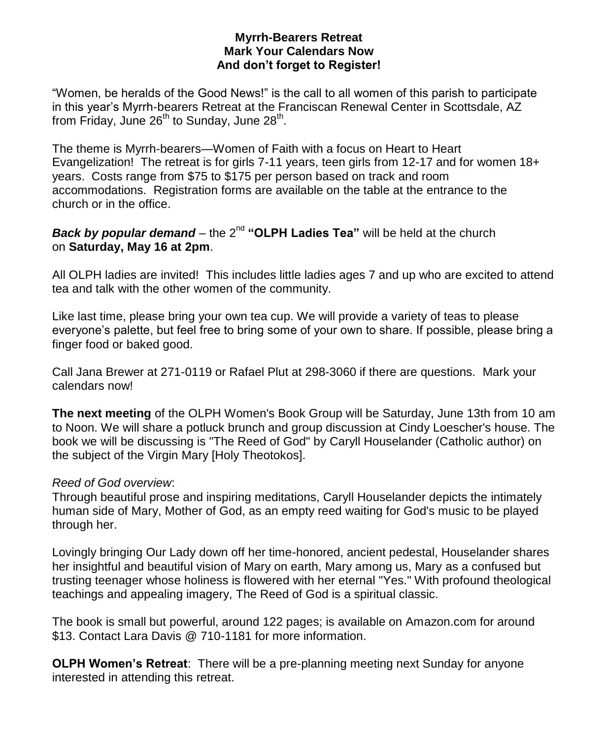**Myrrh-Bearers Retreat**
**Mark Your Calendars Now**
**And don't forget to Register!**

"Women, be heralds of the Good News!" is the call to all women of this parish to participate in this year's Myrrh-bearers Retreat at the Franciscan Renewal Center in Scottsdale, AZ from Friday, June 26th to Sunday, June 28th.

The theme is Myrrh-bearers—Women of Faith with a focus on Heart to Heart Evangelization! The retreat is for girls 7-11 years, teen girls from 12-17 and for women 18+ years. Costs range from $75 to $175 per person based on track and room accommodations. Registration forms are available on the table at the entrance to the church or in the office.

***Back by popular demand*** – the 2nd **"OLPH Ladies Tea"** will be held at the church on **Saturday, May 16 at 2pm**.

All OLPH ladies are invited! This includes little ladies ages 7 and up who are excited to attend tea and talk with the other women of the community.

Like last time, please bring your own tea cup. We will provide a variety of teas to please everyone's palette, but feel free to bring some of your own to share. If possible, please bring a finger food or baked good.

Call Jana Brewer at 271-0119 or Rafael Plut at 298-3060 if there are questions. Mark your calendars now!

**The next meeting** of the OLPH Women's Book Group will be Saturday, June 13th from 10 am to Noon. We will share a potluck brunch and group discussion at Cindy Loescher's house. The book we will be discussing is "The Reed of God" by Caryll Houselander (Catholic author) on the subject of the Virgin Mary [Holy Theotokos].

*Reed of God overview*:
Through beautiful prose and inspiring meditations, Caryll Houselander depicts the intimately human side of Mary, Mother of God, as an empty reed waiting for God's music to be played through her.

Lovingly bringing Our Lady down off her time-honored, ancient pedestal, Houselander shares her insightful and beautiful vision of Mary on earth, Mary among us, Mary as a confused but trusting teenager whose holiness is flowered with her eternal "Yes." With profound theological teachings and appealing imagery, The Reed of God is a spiritual classic.

The book is small but powerful, around 122 pages; is available on Amazon.com for around $13. Contact Lara Davis @ 710-1181 for more information.

**OLPH Women's Retreat**: There will be a pre-planning meeting next Sunday for anyone interested in attending this retreat.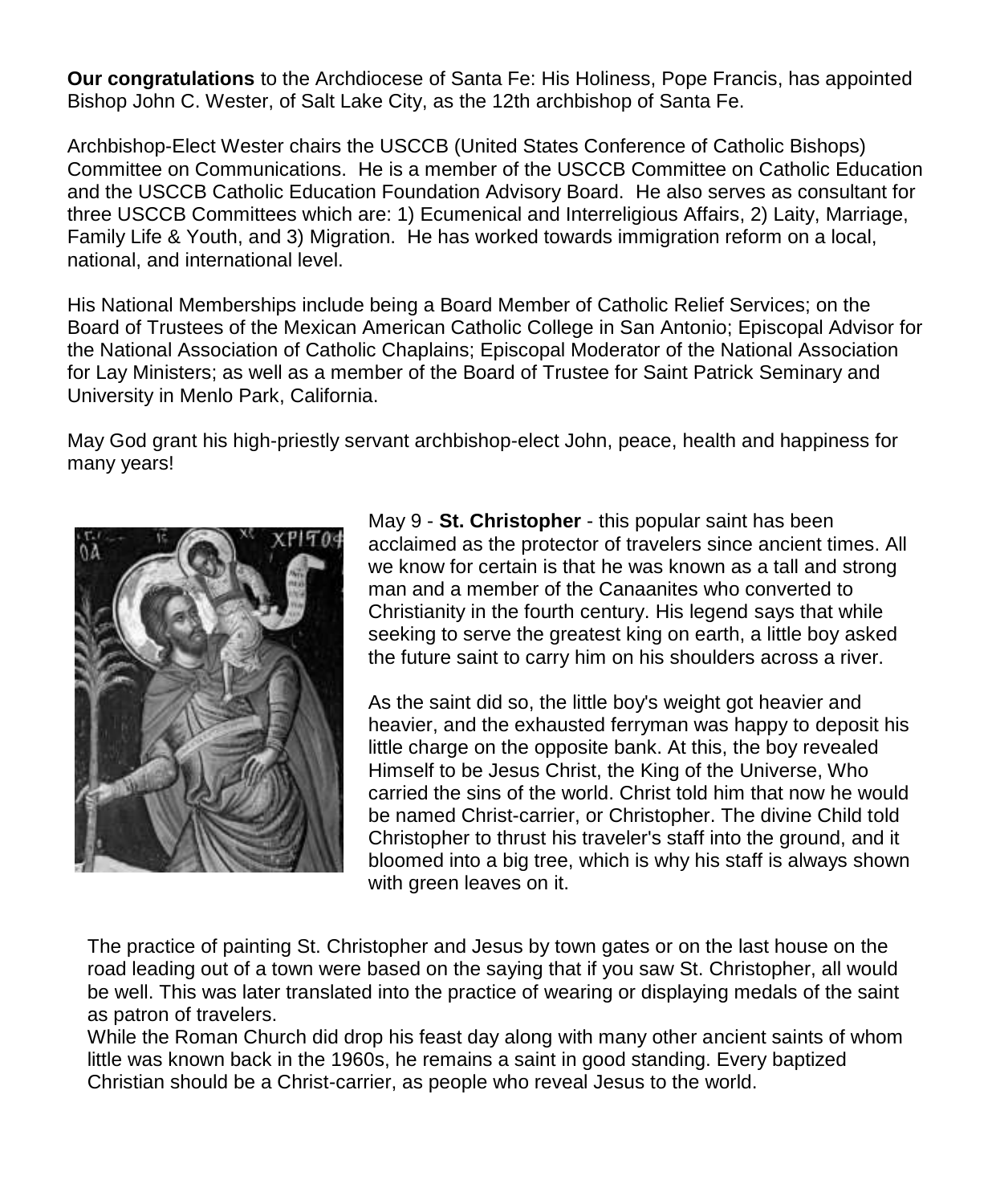**Our congratulations** to the Archdiocese of Santa Fe: His Holiness, Pope Francis, has appointed Bishop John C. Wester, of Salt Lake City, as the 12th archbishop of Santa Fe.

Archbishop-Elect Wester chairs the USCCB (United States Conference of Catholic Bishops) Committee on Communications. He is a member of the USCCB Committee on Catholic Education and the USCCB Catholic Education Foundation Advisory Board. He also serves as consultant for three USCCB Committees which are: 1) Ecumenical and Interreligious Affairs, 2) Laity, Marriage, Family Life & Youth, and 3) Migration. He has worked towards immigration reform on a local, national, and international level.

His National Memberships include being a Board Member of Catholic Relief Services; on the Board of Trustees of the Mexican American Catholic College in San Antonio; Episcopal Advisor for the National Association of Catholic Chaplains; Episcopal Moderator of the National Association for Lay Ministers; as well as a member of the Board of Trustee for Saint Patrick Seminary and University in Menlo Park, California.

May God grant his high-priestly servant archbishop-elect John, peace, health and happiness for many years!

May 9 - **St. Christopher** - this popular saint has been acclaimed as the protector of travelers since ancient times. All we know for certain is that he was known as a tall and strong man and a member of the Canaanites who converted to Christianity in the fourth century. His legend says that while seeking to serve the greatest king on earth, a little boy asked the future saint to carry him on his shoulders across a river.

As the saint did so, the little boy's weight got heavier and heavier, and the exhausted ferryman was happy to deposit his little charge on the opposite bank. At this, the boy revealed Himself to be Jesus Christ, the King of the Universe, Who carried the sins of the world. Christ told him that now he would be named Christ-carrier, or Christopher. The divine Child told Christopher to thrust his traveler's staff into the ground, and it bloomed into a big tree, which is why his staff is always shown with green leaves on it.

The practice of painting St. Christopher and Jesus by town gates or on the last house on the road leading out of a town were based on the saying that if you saw St. Christopher, all would be well. This was later translated into the practice of wearing or displaying medals of the saint as patron of travelers.

While the Roman Church did drop his feast day along with many other ancient saints of whom little was known back in the 1960s, he remains a saint in good standing. Every baptized Christian should be a Christ-carrier, as people who reveal Jesus to the world.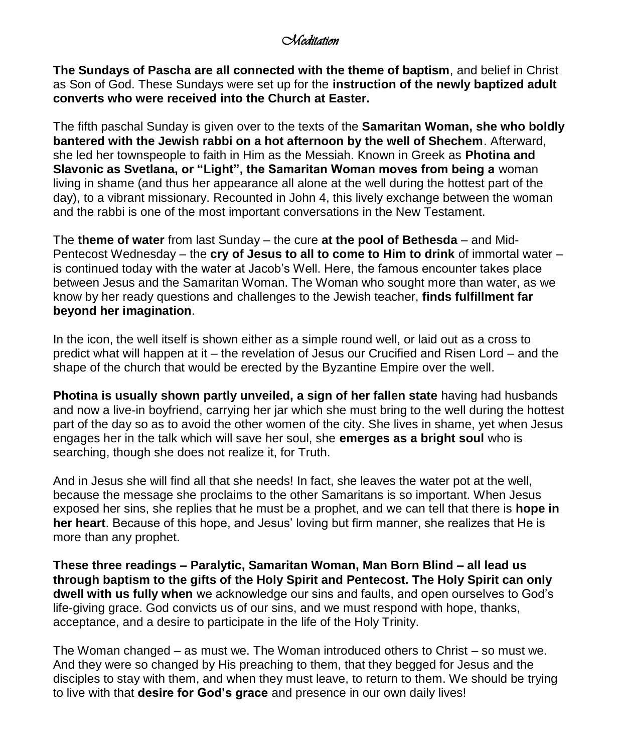# *Meditation*

**The Sundays of Pascha are all connected with the theme of baptism**, and belief in Christ as Son of God. These Sundays were set up for the **instruction of the newly baptized adult converts who were received into the Church at Easter.**

The fifth paschal Sunday is given over to the texts of the **Samaritan Woman, she who boldly bantered with the Jewish rabbi on a hot afternoon by the well of Shechem**. Afterward, she led her townspeople to faith in Him as the Messiah. Known in Greek as **Photina and Slavonic as Svetlana, or "Light", the Samaritan Woman moves from being a** woman living in shame (and thus her appearance all alone at the well during the hottest part of the day), to a vibrant missionary. Recounted in John 4, this lively exchange between the woman and the rabbi is one of the most important conversations in the New Testament.

The **theme of water** from last Sunday – the cure **at the pool of Bethesda** – and Mid-Pentecost Wednesday – the **cry of Jesus to all to come to Him to drink** of immortal water – is continued today with the water at Jacob's Well. Here, the famous encounter takes place between Jesus and the Samaritan Woman. The Woman who sought more than water, as we know by her ready questions and challenges to the Jewish teacher, **finds fulfillment far beyond her imagination**.

In the icon, the well itself is shown either as a simple round well, or laid out as a cross to predict what will happen at it – the revelation of Jesus our Crucified and Risen Lord – and the shape of the church that would be erected by the Byzantine Empire over the well.

**Photina is usually shown partly unveiled, a sign of her fallen state** having had husbands and now a live-in boyfriend, carrying her jar which she must bring to the well during the hottest part of the day so as to avoid the other women of the city. She lives in shame, yet when Jesus engages her in the talk which will save her soul, she **emerges as a bright soul** who is searching, though she does not realize it, for Truth.

And in Jesus she will find all that she needs! In fact, she leaves the water pot at the well, because the message she proclaims to the other Samaritans is so important. When Jesus exposed her sins, she replies that he must be a prophet, and we can tell that there is **hope in her heart**. Because of this hope, and Jesus' loving but firm manner, she realizes that He is more than any prophet.

**These three readings – Paralytic, Samaritan Woman, Man Born Blind – all lead us through baptism to the gifts of the Holy Spirit and Pentecost. The Holy Spirit can only dwell with us fully when** we acknowledge our sins and faults, and open ourselves to God's life-giving grace. God convicts us of our sins, and we must respond with hope, thanks, acceptance, and a desire to participate in the life of the Holy Trinity.

The Woman changed – as must we. The Woman introduced others to Christ – so must we. And they were so changed by His preaching to them, that they begged for Jesus and the disciples to stay with them, and when they must leave, to return to them. We should be trying to live with that **desire for God's grace** and presence in our own daily lives!